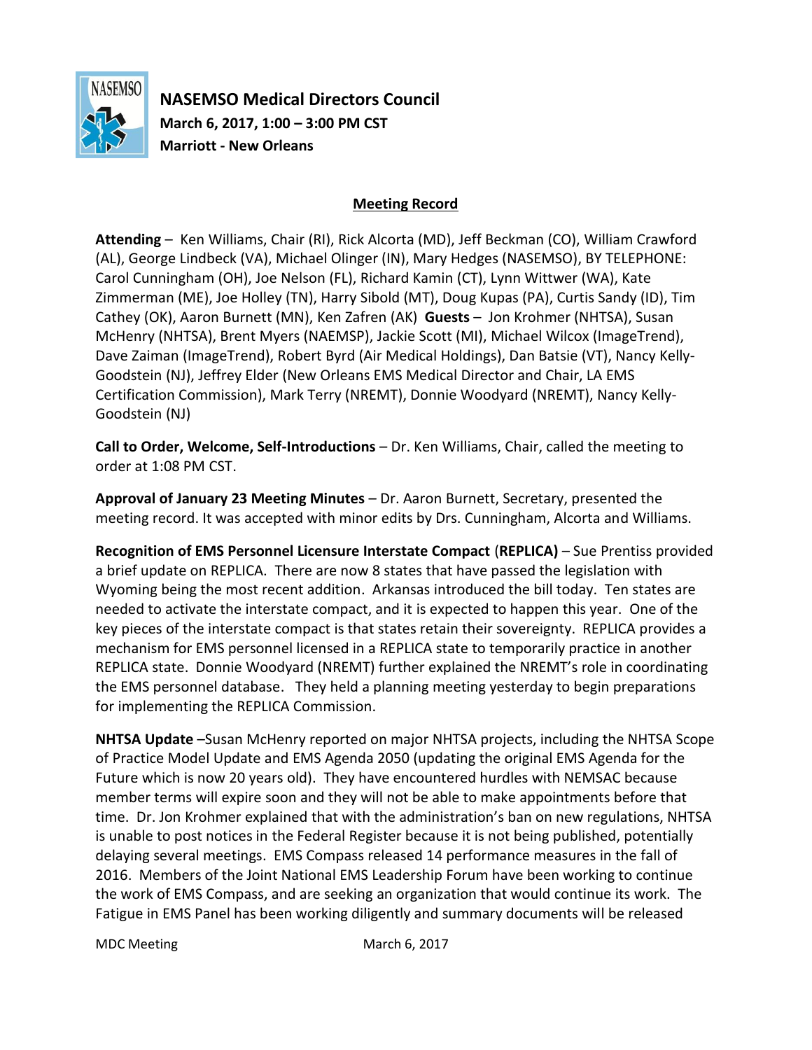# NASEMSO Medical Directors Council

**March 6, 2017, 1:00 – 3:00 PM CST**
**Marriott - New Orleans**

## Meeting Record

**Attending** – Ken Williams, Chair (RI), Rick Alcorta (MD), Jeff Beckman (CO), William Crawford (AL), George Lindbeck (VA), Michael Olinger (IN), Mary Hedges (NASEMSO), BY TELEPHONE: Carol Cunningham (OH), Joe Nelson (FL), Richard Kamin (CT), Lynn Wittwer (WA), Kate Zimmerman (ME), Joe Holley (TN), Harry Sibold (MT), Doug Kupas (PA), Curtis Sandy (ID), Tim Cathey (OK), Aaron Burnett (MN), Ken Zafren (AK) **Guests** – Jon Krohmer (NHTSA), Susan McHenry (NHTSA), Brent Myers (NAEMSP), Jackie Scott (MI), Michael Wilcox (ImageTrend), Dave Zaiman (ImageTrend), Robert Byrd (Air Medical Holdings), Dan Batsie (VT), Nancy Kelly-Goodstein (NJ), Jeffrey Elder (New Orleans EMS Medical Director and Chair, LA EMS Certification Commission), Mark Terry (NREMT), Donnie Woodyard (NREMT), Nancy Kelly-Goodstein (NJ)

**Call to Order, Welcome, Self-Introductions** – Dr. Ken Williams, Chair, called the meeting to order at 1:08 PM CST.

**Approval of January 23 Meeting Minutes** – Dr. Aaron Burnett, Secretary, presented the meeting record. It was accepted with minor edits by Drs. Cunningham, Alcorta and Williams.

**Recognition of EMS Personnel Licensure Interstate Compact** (**REPLICA)** – Sue Prentiss provided a brief update on REPLICA. There are now 8 states that have passed the legislation with Wyoming being the most recent addition. Arkansas introduced the bill today. Ten states are needed to activate the interstate compact, and it is expected to happen this year. One of the key pieces of the interstate compact is that states retain their sovereignty. REPLICA provides a mechanism for EMS personnel licensed in a REPLICA state to temporarily practice in another REPLICA state. Donnie Woodyard (NREMT) further explained the NREMT's role in coordinating the EMS personnel database. They held a planning meeting yesterday to begin preparations for implementing the REPLICA Commission.

**NHTSA Update** –Susan McHenry reported on major NHTSA projects, including the NHTSA Scope of Practice Model Update and EMS Agenda 2050 (updating the original EMS Agenda for the Future which is now 20 years old). They have encountered hurdles with NEMSAC because member terms will expire soon and they will not be able to make appointments before that time. Dr. Jon Krohmer explained that with the administration's ban on new regulations, NHTSA is unable to post notices in the Federal Register because it is not being published, potentially delaying several meetings. EMS Compass released 14 performance measures in the fall of 2016. Members of the Joint National EMS Leadership Forum have been working to continue the work of EMS Compass, and are seeking an organization that would continue its work. The Fatigue in EMS Panel has been working diligently and summary documents will be released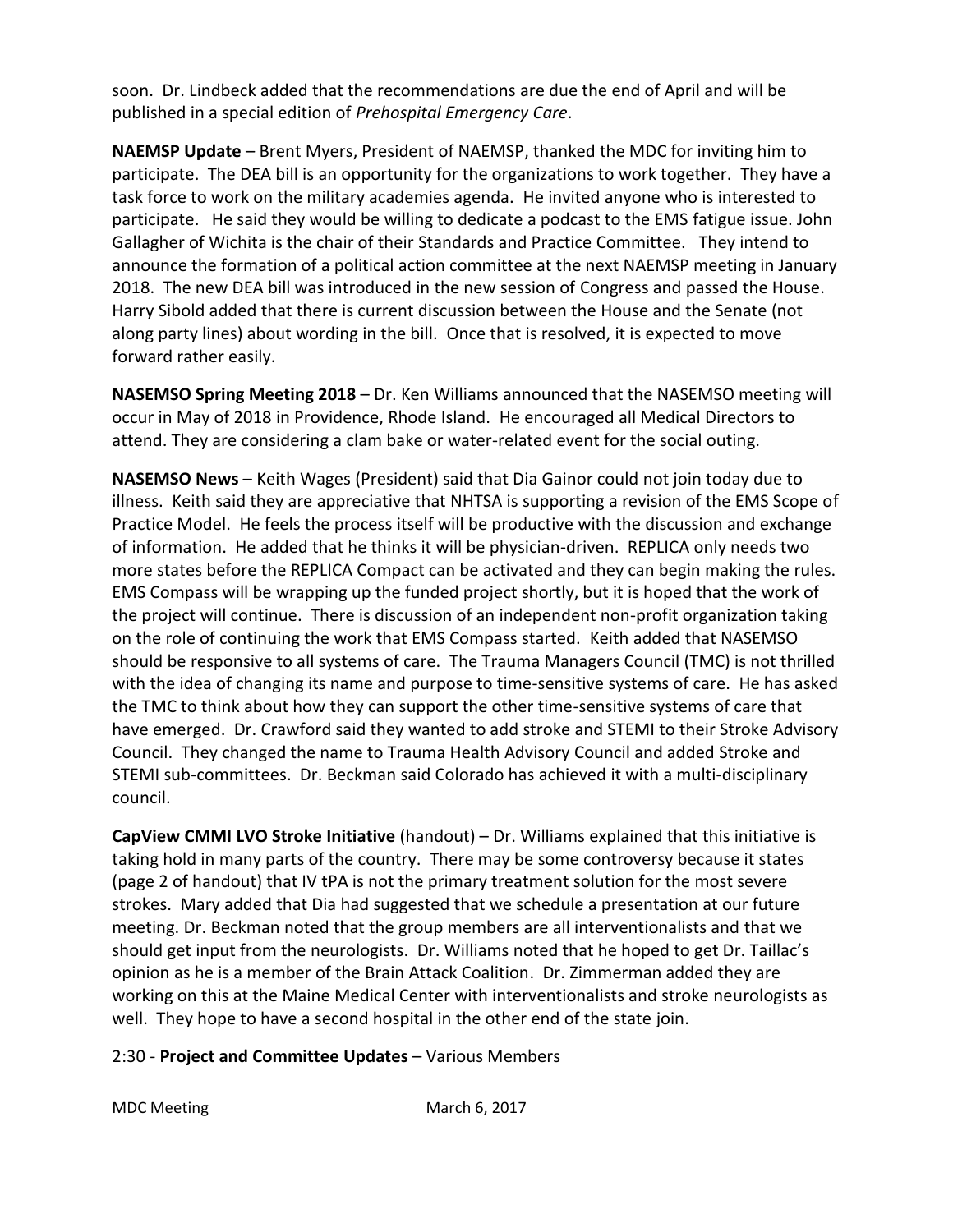soon. Dr. Lindbeck added that the recommendations are due the end of April and will be published in a special edition of *Prehospital Emergency Care*.

**NAEMSP Update** – Brent Myers, President of NAEMSP, thanked the MDC for inviting him to participate. The DEA bill is an opportunity for the organizations to work together. They have a task force to work on the military academies agenda. He invited anyone who is interested to participate. He said they would be willing to dedicate a podcast to the EMS fatigue issue. John Gallagher of Wichita is the chair of their Standards and Practice Committee. They intend to announce the formation of a political action committee at the next NAEMSP meeting in January 2018. The new DEA bill was introduced in the new session of Congress and passed the House. Harry Sibold added that there is current discussion between the House and the Senate (not along party lines) about wording in the bill. Once that is resolved, it is expected to move forward rather easily.

**NASEMSO Spring Meeting 2018** – Dr. Ken Williams announced that the NASEMSO meeting will occur in May of 2018 in Providence, Rhode Island. He encouraged all Medical Directors to attend. They are considering a clam bake or water-related event for the social outing.

**NASEMSO News** – Keith Wages (President) said that Dia Gainor could not join today due to illness. Keith said they are appreciative that NHTSA is supporting a revision of the EMS Scope of Practice Model. He feels the process itself will be productive with the discussion and exchange of information. He added that he thinks it will be physician-driven. REPLICA only needs two more states before the REPLICA Compact can be activated and they can begin making the rules. EMS Compass will be wrapping up the funded project shortly, but it is hoped that the work of the project will continue. There is discussion of an independent non-profit organization taking on the role of continuing the work that EMS Compass started. Keith added that NASEMSO should be responsive to all systems of care. The Trauma Managers Council (TMC) is not thrilled with the idea of changing its name and purpose to time-sensitive systems of care. He has asked the TMC to think about how they can support the other time-sensitive systems of care that have emerged. Dr. Crawford said they wanted to add stroke and STEMI to their Stroke Advisory Council. They changed the name to Trauma Health Advisory Council and added Stroke and STEMI sub-committees. Dr. Beckman said Colorado has achieved it with a multi-disciplinary council.

**CapView CMMI LVO Stroke Initiative** (handout) – Dr. Williams explained that this initiative is taking hold in many parts of the country. There may be some controversy because it states (page 2 of handout) that IV tPA is not the primary treatment solution for the most severe strokes. Mary added that Dia had suggested that we schedule a presentation at our future meeting. Dr. Beckman noted that the group members are all interventionalists and that we should get input from the neurologists. Dr. Williams noted that he hoped to get Dr. Taillac's opinion as he is a member of the Brain Attack Coalition. Dr. Zimmerman added they are working on this at the Maine Medical Center with interventionalists and stroke neurologists as well. They hope to have a second hospital in the other end of the state join.

2:30 - **Project and Committee Updates** – Various Members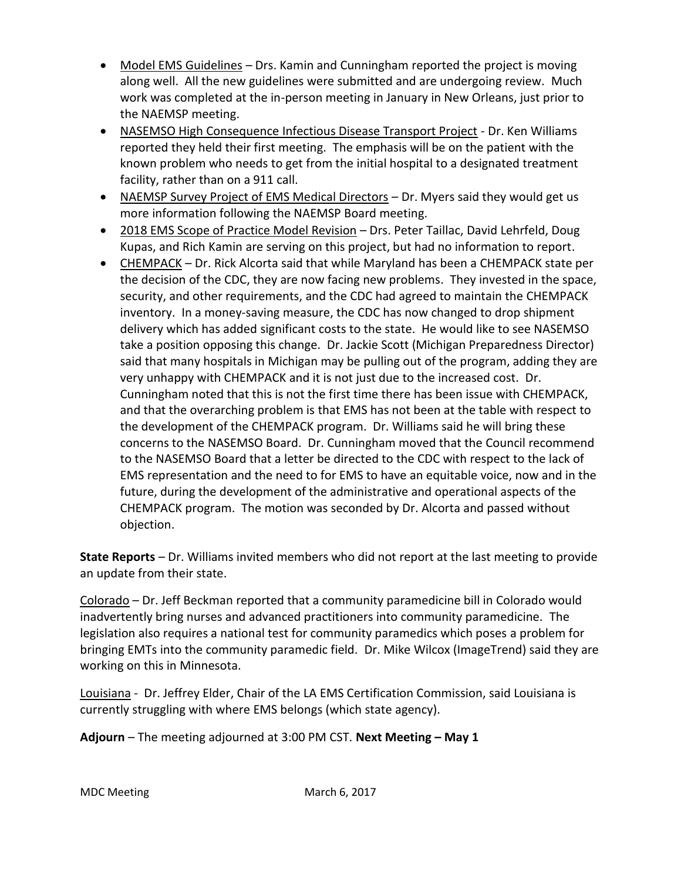- <u>Model EMS Guidelines</u> – Drs. Kamin and Cunningham reported the project is moving along well. All the new guidelines were submitted and are undergoing review. Much work was completed at the in-person meeting in January in New Orleans, just prior to the NAEMSP meeting.
- <u>NASEMSO High Consequence Infectious Disease Transport Project</u> - Dr. Ken Williams reported they held their first meeting. The emphasis will be on the patient with the known problem who needs to get from the initial hospital to a designated treatment facility, rather than on a 911 call.
- <u>NAEMSP Survey Project of EMS Medical Directors</u> – Dr. Myers said they would get us more information following the NAEMSP Board meeting.
- <u>2018 EMS Scope of Practice Model Revision</u> – Drs. Peter Taillac, David Lehrfeld, Doug Kupas, and Rich Kamin are serving on this project, but had no information to report.
- <u>CHEMPACK</u> – Dr. Rick Alcorta said that while Maryland has been a CHEMPACK state per the decision of the CDC, they are now facing new problems. They invested in the space, security, and other requirements, and the CDC had agreed to maintain the CHEMPACK inventory. In a money-saving measure, the CDC has now changed to drop shipment delivery which has added significant costs to the state. He would like to see NASEMSO take a position opposing this change. Dr. Jackie Scott (Michigan Preparedness Director) said that many hospitals in Michigan may be pulling out of the program, adding they are very unhappy with CHEMPACK and it is not just due to the increased cost. Dr. Cunningham noted that this is not the first time there has been issue with CHEMPACK, and that the overarching problem is that EMS has not been at the table with respect to the development of the CHEMPACK program. Dr. Williams said he will bring these concerns to the NASEMSO Board. Dr. Cunningham moved that the Council recommend to the NASEMSO Board that a letter be directed to the CDC with respect to the lack of EMS representation and the need to for EMS to have an equitable voice, now and in the future, during the development of the administrative and operational aspects of the CHEMPACK program. The motion was seconded by Dr. Alcorta and passed without objection.

**State Reports** – Dr. Williams invited members who did not report at the last meeting to provide an update from their state.

<u>Colorado</u> – Dr. Jeff Beckman reported that a community paramedicine bill in Colorado would inadvertently bring nurses and advanced practitioners into community paramedicine. The legislation also requires a national test for community paramedics which poses a problem for bringing EMTs into the community paramedic field. Dr. Mike Wilcox (ImageTrend) said they are working on this in Minnesota.

<u>Louisiana</u> - Dr. Jeffrey Elder, Chair of the LA EMS Certification Commission, said Louisiana is currently struggling with where EMS belongs (which state agency).

**Adjourn** – The meeting adjourned at 3:00 PM CST. **Next Meeting – May 1**